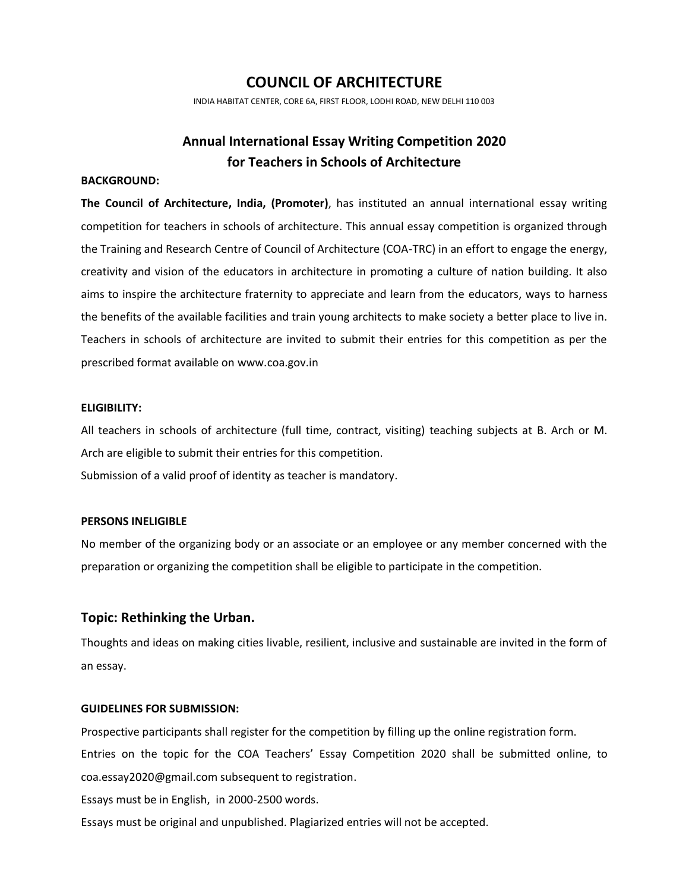# COUNCIL OF ARCHITECTURE

INDIA HABITAT CENTER, CORE 6A, FIRST FLOOR, LODHI ROAD, NEW DELHI 110 003

## Annual International Essay Writing Competition 2020 for Teachers in Schools of Architecture

**BACKGROUND:**

**The Council of Architecture, India, (Promoter)**, has instituted an annual international essay writing competition for teachers in schools of architecture. This annual essay competition is organized through the Training and Research Centre of Council of Architecture (COA-TRC) in an effort to engage the energy, creativity and vision of the educators in architecture in promoting a culture of nation building. It also aims to inspire the architecture fraternity to appreciate and learn from the educators, ways to harness the benefits of the available facilities and train young architects to make society a better place to live in. Teachers in schools of architecture are invited to submit their entries for this competition as per the prescribed format available on www.coa.gov.in

**ELIGIBILITY:**

All teachers in schools of architecture (full time, contract, visiting) teaching subjects at B. Arch or M. Arch are eligible to submit their entries for this competition.

Submission of a valid proof of identity as teacher is mandatory.

**PERSONS INELIGIBLE**

No member of the organizing body or an associate or an employee or any member concerned with the preparation or organizing the competition shall be eligible to participate in the competition.

### Topic: Rethinking the Urban.

Thoughts and ideas on making cities livable, resilient, inclusive and sustainable are invited in the form of an essay.

**GUIDELINES FOR SUBMISSION:**

Prospective participants shall register for the competition by filling up the online registration form.

Entries on the topic for the COA Teachers' Essay Competition 2020 shall be submitted online, to coa.essay2020@gmail.com subsequent to registration.

Essays must be in English, in 2000-2500 words.

Essays must be original and unpublished. Plagiarized entries will not be accepted.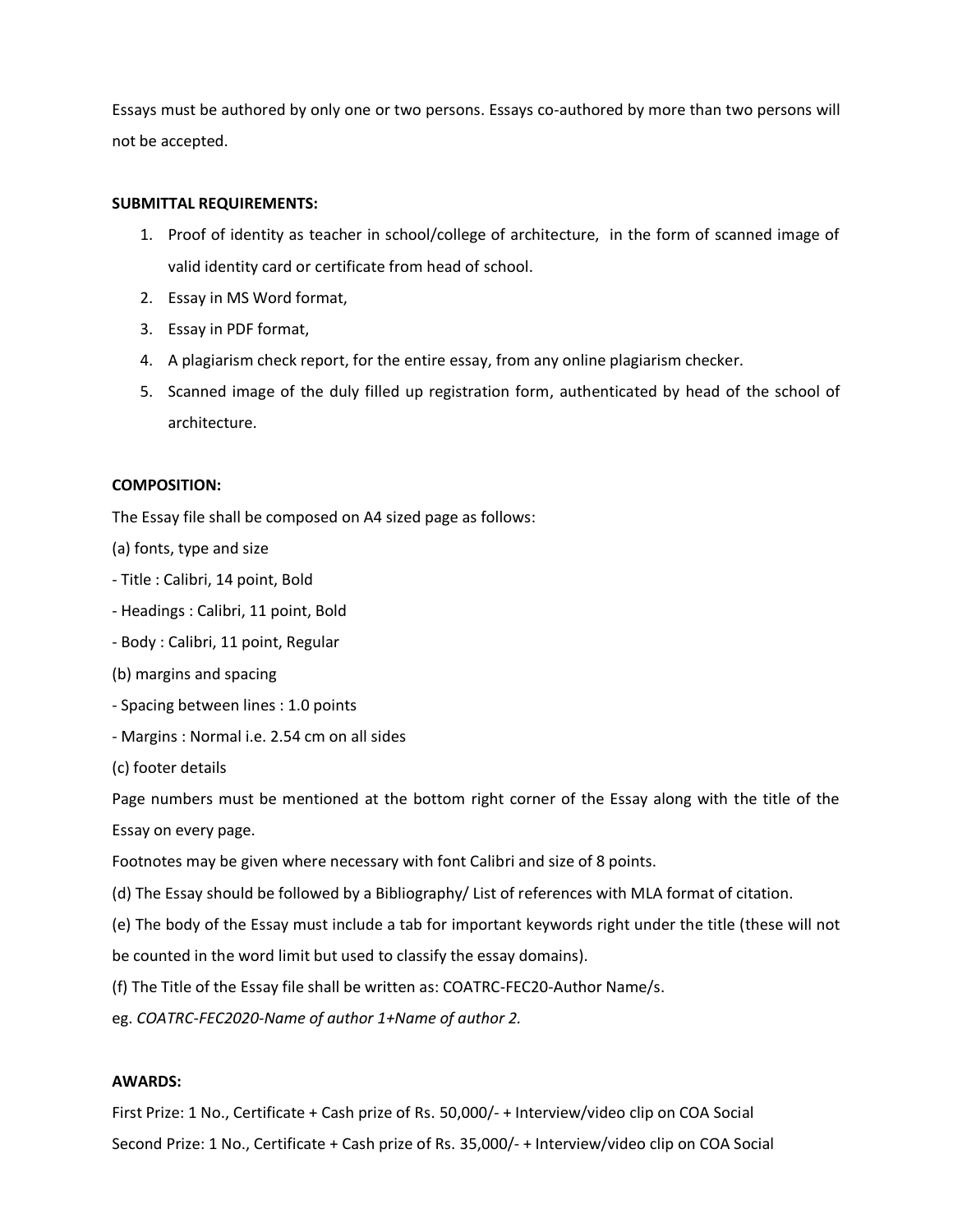Essays must be authored by only one or two persons. Essays co-authored by more than two persons will not be accepted.

**SUBMITTAL REQUIREMENTS:**

1. Proof of identity as teacher in school/college of architecture, in the form of scanned image of valid identity card or certificate from head of school.
2. Essay in MS Word format,
3. Essay in PDF format,
4. A plagiarism check report, for the entire essay, from any online plagiarism checker.
5. Scanned image of the duly filled up registration form, authenticated by head of the school of architecture.

**COMPOSITION:**

The Essay file shall be composed on A4 sized page as follows:

(a) fonts, type and size

- Title : Calibri, 14 point, Bold
- Headings : Calibri, 11 point, Bold
- Body : Calibri, 11 point, Regular

(b) margins and spacing

- Spacing between lines : 1.0 points
- Margins : Normal i.e. 2.54 cm on all sides

(c) footer details

Page numbers must be mentioned at the bottom right corner of the Essay along with the title of the Essay on every page.

Footnotes may be given where necessary with font Calibri and size of 8 points.

(d) The Essay should be followed by a Bibliography/ List of references with MLA format of citation.

(e) The body of the Essay must include a tab for important keywords right under the title (these will not be counted in the word limit but used to classify the essay domains).

(f) The Title of the Essay file shall be written as: COATRC-FEC20-Author Name/s.

eg. *COATRC-FEC2020-Name of author 1+Name of author 2.*

**AWARDS:**

First Prize: 1 No., Certificate + Cash prize of Rs. 50,000/- + Interview/video clip on COA Social

Second Prize: 1 No., Certificate + Cash prize of Rs. 35,000/- + Interview/video clip on COA Social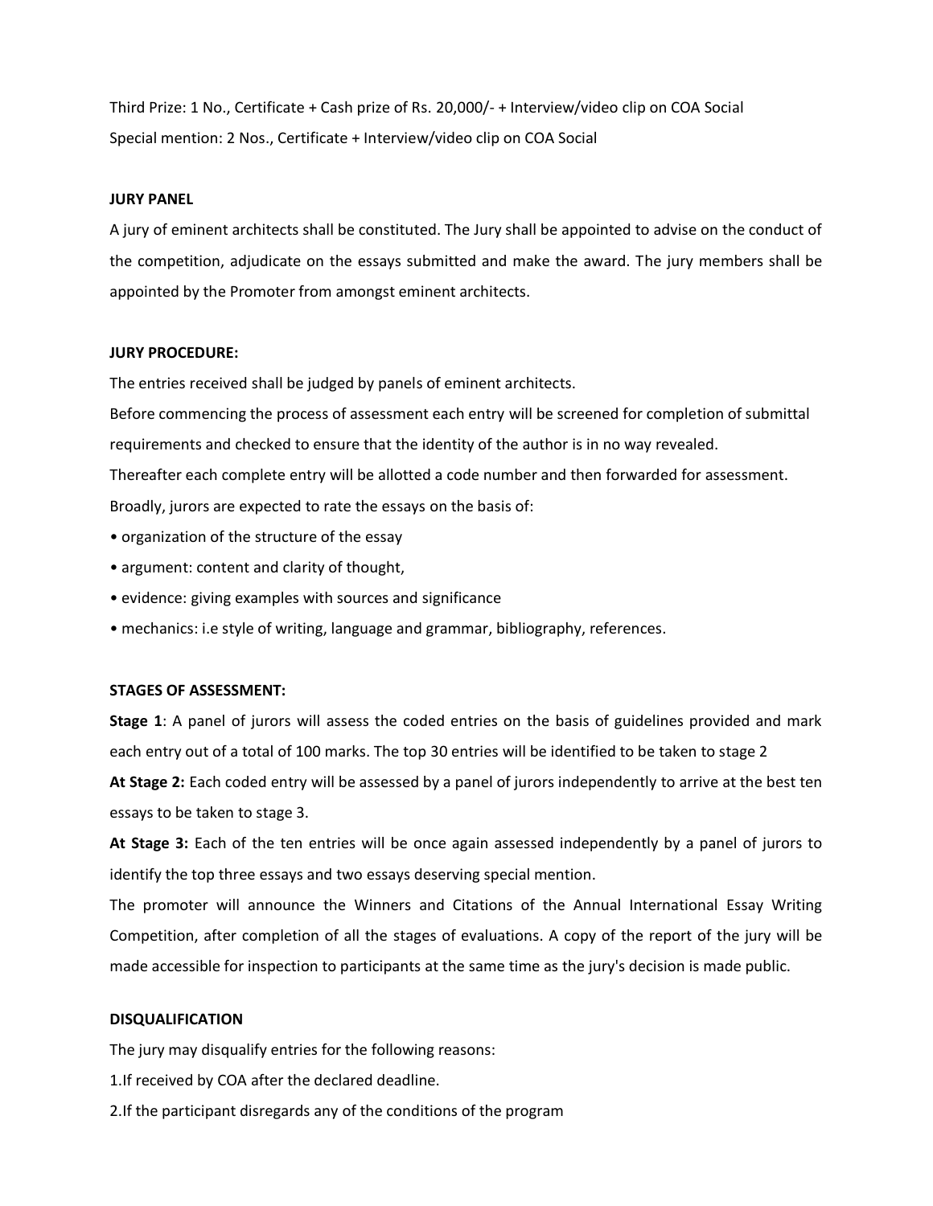Third Prize: 1 No., Certificate + Cash prize of Rs. 20,000/- + Interview/video clip on COA Social

Special mention: 2 Nos., Certificate + Interview/video clip on COA Social

**JURY PANEL**

A jury of eminent architects shall be constituted. The Jury shall be appointed to advise on the conduct of the competition, adjudicate on the essays submitted and make the award. The jury members shall be appointed by the Promoter from amongst eminent architects.

**JURY PROCEDURE:**

The entries received shall be judged by panels of eminent architects.

Before commencing the process of assessment each entry will be screened for completion of submittal requirements and checked to ensure that the identity of the author is in no way revealed.

Thereafter each complete entry will be allotted a code number and then forwarded for assessment.

Broadly, jurors are expected to rate the essays on the basis of:

- organization of the structure of the essay
- argument: content and clarity of thought,
- evidence: giving examples with sources and significance
- mechanics: i.e style of writing, language and grammar, bibliography, references.

**STAGES OF ASSESSMENT:**

**Stage 1**: A panel of jurors will assess the coded entries on the basis of guidelines provided and mark each entry out of a total of 100 marks. The top 30 entries will be identified to be taken to stage 2

**At Stage 2:** Each coded entry will be assessed by a panel of jurors independently to arrive at the best ten essays to be taken to stage 3.

**At Stage 3:** Each of the ten entries will be once again assessed independently by a panel of jurors to identify the top three essays and two essays deserving special mention.

The promoter will announce the Winners and Citations of the Annual International Essay Writing Competition, after completion of all the stages of evaluations. A copy of the report of the jury will be made accessible for inspection to participants at the same time as the jury's decision is made public.

**DISQUALIFICATION**

The jury may disqualify entries for the following reasons:

1.If received by COA after the declared deadline.

2.If the participant disregards any of the conditions of the program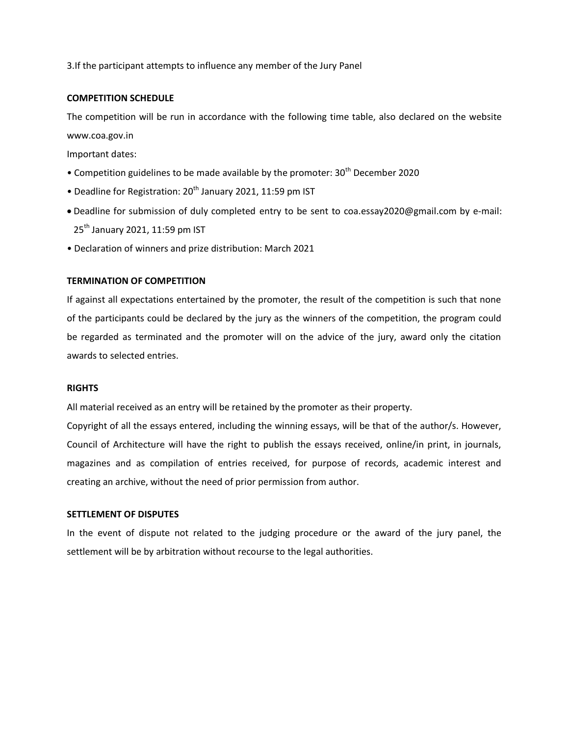3.If the participant attempts to influence any member of the Jury Panel

**COMPETITION SCHEDULE**

The competition will be run in accordance with the following time table, also declared on the website www.coa.gov.in

Important dates:

- Competition guidelines to be made available by the promoter: 30th December 2020
- Deadline for Registration: 20th January 2021, 11:59 pm IST
- Deadline for submission of duly completed entry to be sent to coa.essay2020@gmail.com by e-mail: 25th January 2021, 11:59 pm IST
- Declaration of winners and prize distribution: March 2021

**TERMINATION OF COMPETITION**

If against all expectations entertained by the promoter, the result of the competition is such that none of the participants could be declared by the jury as the winners of the competition, the program could be regarded as terminated and the promoter will on the advice of the jury, award only the citation awards to selected entries.

**RIGHTS**

All material received as an entry will be retained by the promoter as their property.

Copyright of all the essays entered, including the winning essays, will be that of the author/s. However, Council of Architecture will have the right to publish the essays received, online/in print, in journals, magazines and as compilation of entries received, for purpose of records, academic interest and creating an archive, without the need of prior permission from author.

**SETTLEMENT OF DISPUTES**

In the event of dispute not related to the judging procedure or the award of the jury panel, the settlement will be by arbitration without recourse to the legal authorities.